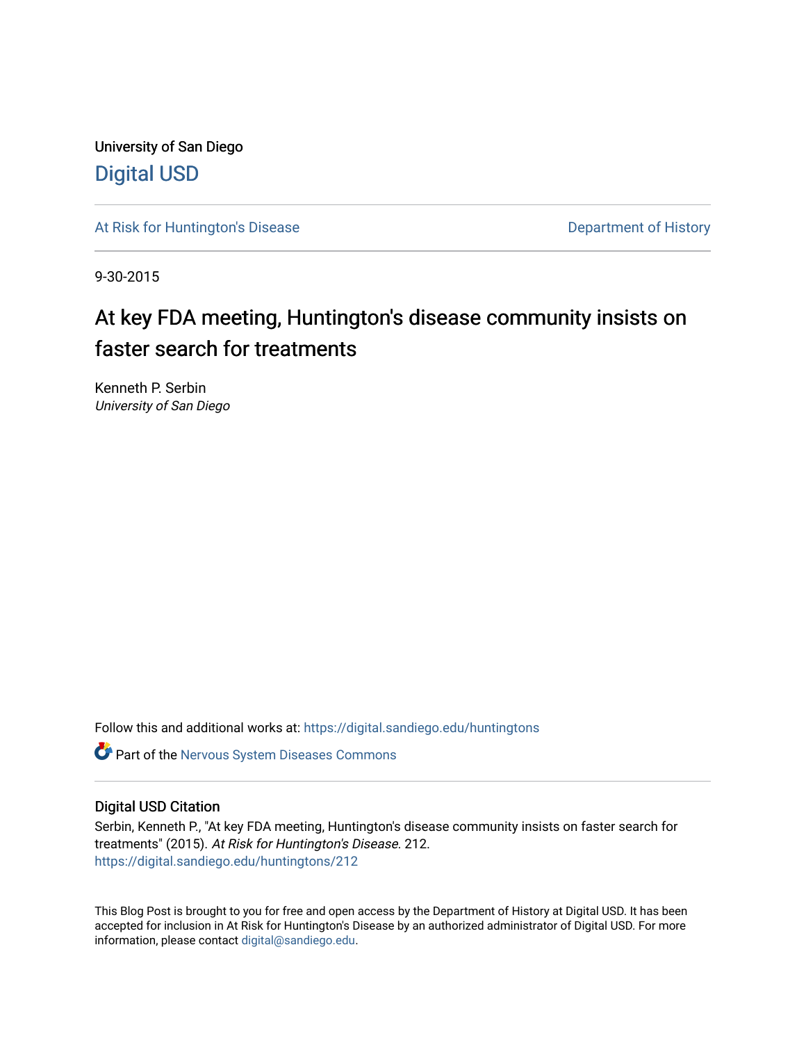University of San Diego

# Digital USD

At Risk for Huntington's Disease — Department of History

9-30-2015

## At key FDA meeting, Huntington's disease community insists on faster search for treatments

Kenneth P. Serbin
*University of San Diego*

Follow this and additional works at: https://digital.sandiego.edu/huntingtons

Part of the Nervous System Diseases Commons

### Digital USD Citation

Serbin, Kenneth P., "At key FDA meeting, Huntington's disease community insists on faster search for treatments" (2015). *At Risk for Huntington's Disease*. 212.
https://digital.sandiego.edu/huntingtons/212

This Blog Post is brought to you for free and open access by the Department of History at Digital USD. It has been accepted for inclusion in At Risk for Huntington's Disease by an authorized administrator of Digital USD. For more information, please contact digital@sandiego.edu.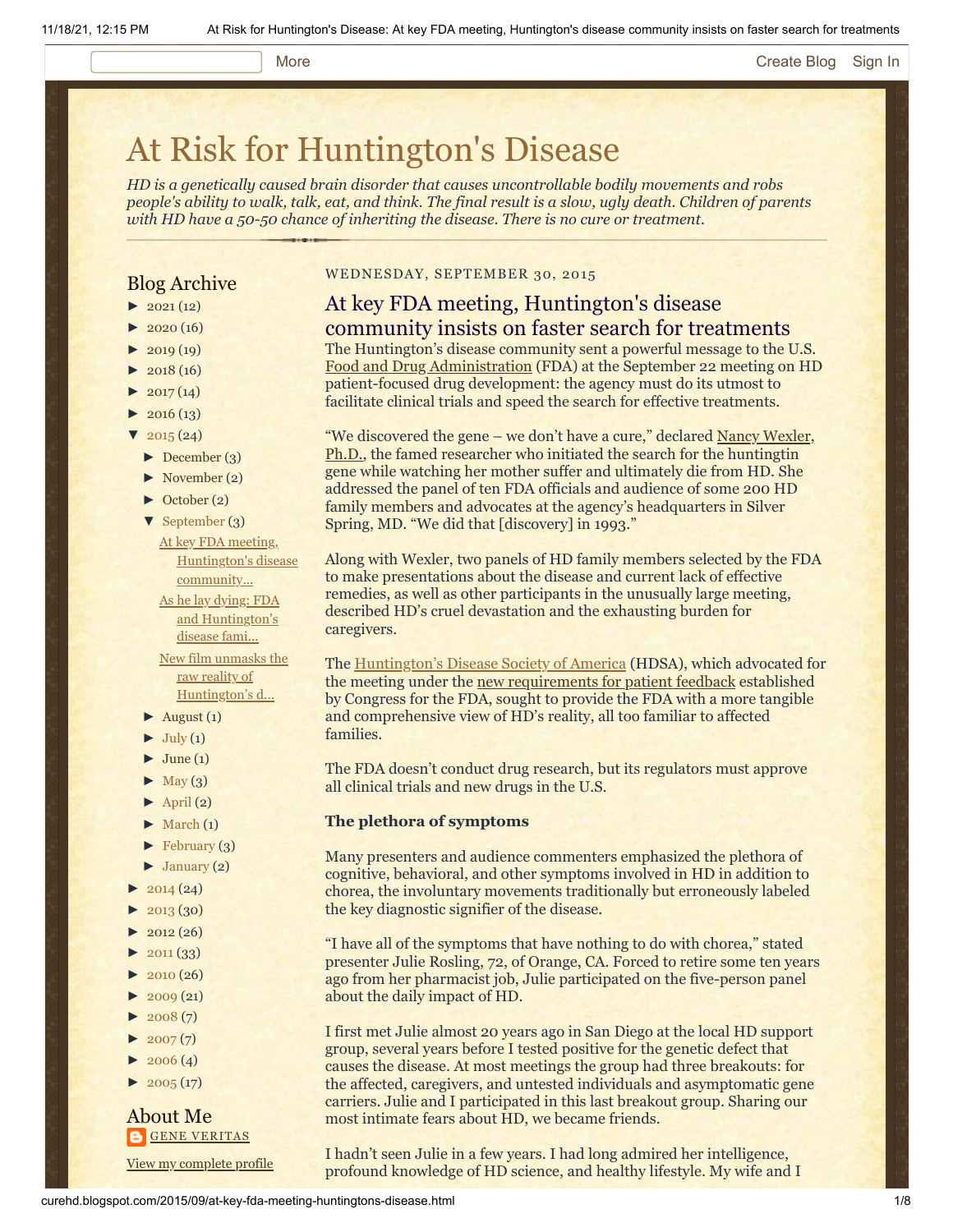# At Risk for Huntington's Disease

*HD is a genetically caused brain disorder that causes uncontrollable bodily movements and robs people's ability to walk, talk, eat, and think. The final result is a slow, ugly death. Children of parents with HD have a 50-50 chance of inheriting the disease. There is no cure or treatment.*

## Blog Archive

- ► 2021 (12)
- ► 2020 (16)
- ► 2019 (19)
- ► 2018 (16)
- ► 2017 (14)
- ► 2016 (13)
- ▼ 2015 (24)
  - ► December (3)
  - ► November (2)
  - ► October (2)
  - ▼ September (3)
    - At key FDA meeting, Huntington's disease community...
    - As he lay dying: FDA and Huntington's disease fami...
    - New film unmasks the raw reality of Huntington's d...
  - ► August (1)
  - ► July (1)
  - ► June (1)
  - ► May (3)
  - ► April (2)
  - ► March (1)
  - ► February (3)
  - ► January (2)
- ► 2014 (24)
- ► 2013 (30)
- ► 2012 (26)
- ► 2011 (33)
- ► 2010 (26)
- ► 2009 (21)
- ► 2008 (7)
- ► 2007 (7)
- ► 2006 (4)
- ► 2005 (17)

## About Me

GENE VERITAS

View my complete profile

WEDNESDAY, SEPTEMBER 30, 2015

## At key FDA meeting, Huntington's disease community insists on faster search for treatments

The Huntington's disease community sent a powerful message to the U.S. Food and Drug Administration (FDA) at the September 22 meeting on HD patient-focused drug development: the agency must do its utmost to facilitate clinical trials and speed the search for effective treatments.

"We discovered the gene – we don't have a cure," declared Nancy Wexler, Ph.D., the famed researcher who initiated the search for the huntingtin gene while watching her mother suffer and ultimately die from HD. She addressed the panel of ten FDA officials and audience of some 200 HD family members and advocates at the agency's headquarters in Silver Spring, MD. "We did that [discovery] in 1993."

Along with Wexler, two panels of HD family members selected by the FDA to make presentations about the disease and current lack of effective remedies, as well as other participants in the unusually large meeting, described HD's cruel devastation and the exhausting burden for caregivers.

The Huntington's Disease Society of America (HDSA), which advocated for the meeting under the new requirements for patient feedback established by Congress for the FDA, sought to provide the FDA with a more tangible and comprehensive view of HD's reality, all too familiar to affected families.

The FDA doesn't conduct drug research, but its regulators must approve all clinical trials and new drugs in the U.S.

**The plethora of symptoms**

Many presenters and audience commenters emphasized the plethora of cognitive, behavioral, and other symptoms involved in HD in addition to chorea, the involuntary movements traditionally but erroneously labeled the key diagnostic signifier of the disease.

"I have all of the symptoms that have nothing to do with chorea," stated presenter Julie Rosling, 72, of Orange, CA. Forced to retire some ten years ago from her pharmacist job, Julie participated on the five-person panel about the daily impact of HD.

I first met Julie almost 20 years ago in San Diego at the local HD support group, several years before I tested positive for the genetic defect that causes the disease. At most meetings the group had three breakouts: for the affected, caregivers, and untested individuals and asymptomatic gene carriers. Julie and I participated in this last breakout group. Sharing our most intimate fears about HD, we became friends.

I hadn't seen Julie in a few years. I had long admired her intelligence, profound knowledge of HD science, and healthy lifestyle. My wife and I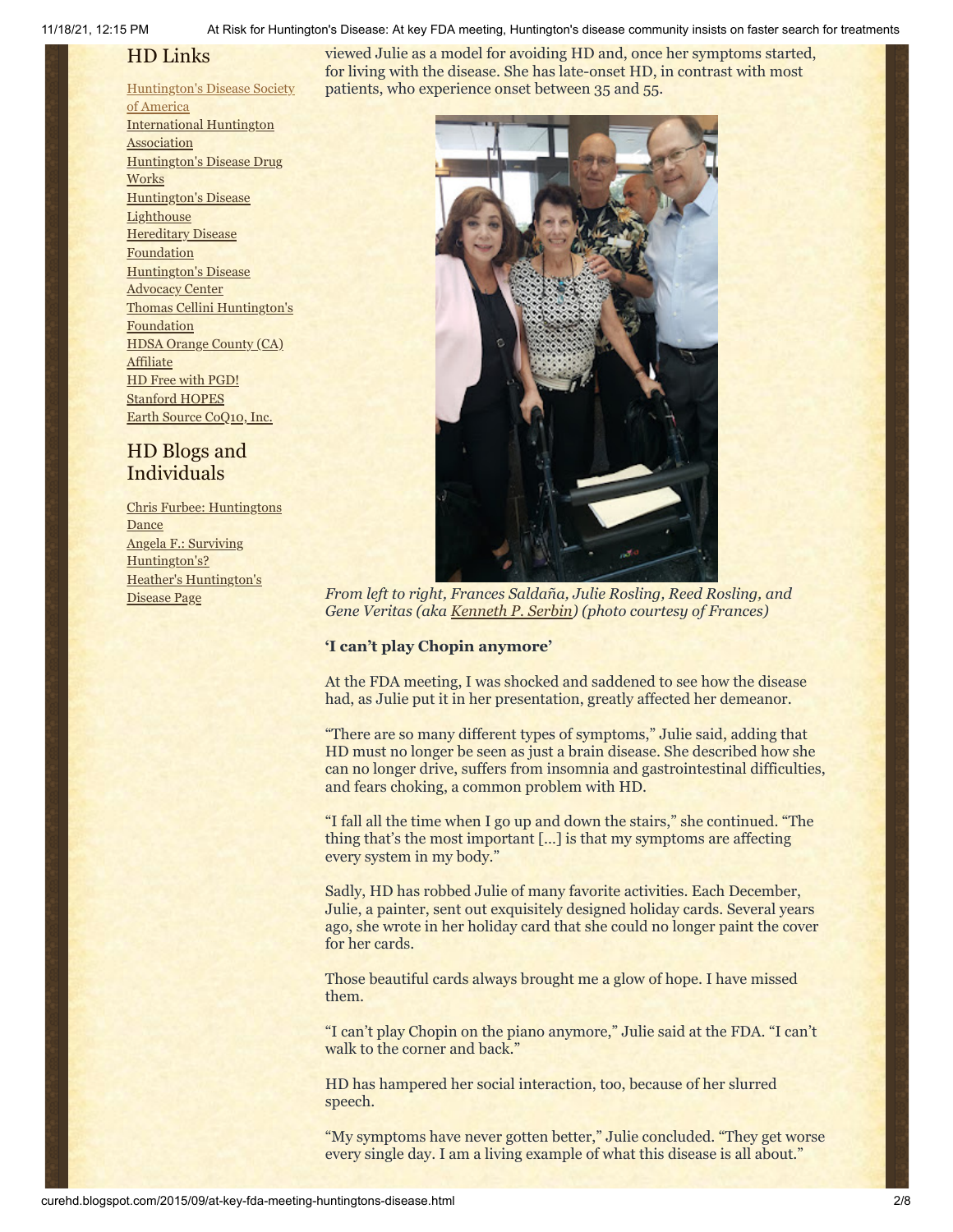## HD Links

[Huntington's Disease Society of America]
International Huntington Association
Huntington's Disease Drug Works
Huntington's Disease Lighthouse
Hereditary Disease Foundation
Huntington's Disease Advocacy Center
Thomas Cellini Huntington's Foundation
HDSA Orange County (CA) Affiliate
HD Free with PGD!
Stanford HOPES
Earth Source CoQ10, Inc.

## HD Blogs and Individuals

Chris Furbee: Huntingtons Dance
Angela F.: Surviving Huntington's?
Heather's Huntington's Disease Page

viewed Julie as a model for avoiding HD and, once her symptoms started, for living with the disease. She has late-onset HD, in contrast with most patients, who experience onset between 35 and 55.

*From left to right, Frances Saldaña, Julie Rosling, Reed Rosling, and Gene Veritas (aka Kenneth P. Serbin) (photo courtesy of Frances)*

**'I can't play Chopin anymore'**

At the FDA meeting, I was shocked and saddened to see how the disease had, as Julie put it in her presentation, greatly affected her demeanor.

"There are so many different types of symptoms," Julie said, adding that HD must no longer be seen as just a brain disease. She described how she can no longer drive, suffers from insomnia and gastrointestinal difficulties, and fears choking, a common problem with HD.

"I fall all the time when I go up and down the stairs," she continued. "The thing that's the most important [...] is that my symptoms are affecting every system in my body."

Sadly, HD has robbed Julie of many favorite activities. Each December, Julie, a painter, sent out exquisitely designed holiday cards. Several years ago, she wrote in her holiday card that she could no longer paint the cover for her cards.

Those beautiful cards always brought me a glow of hope. I have missed them.

"I can't play Chopin on the piano anymore," Julie said at the FDA. "I can't walk to the corner and back."

HD has hampered her social interaction, too, because of her slurred speech.

"My symptoms have never gotten better," Julie concluded. "They get worse every single day. I am a living example of what this disease is all about."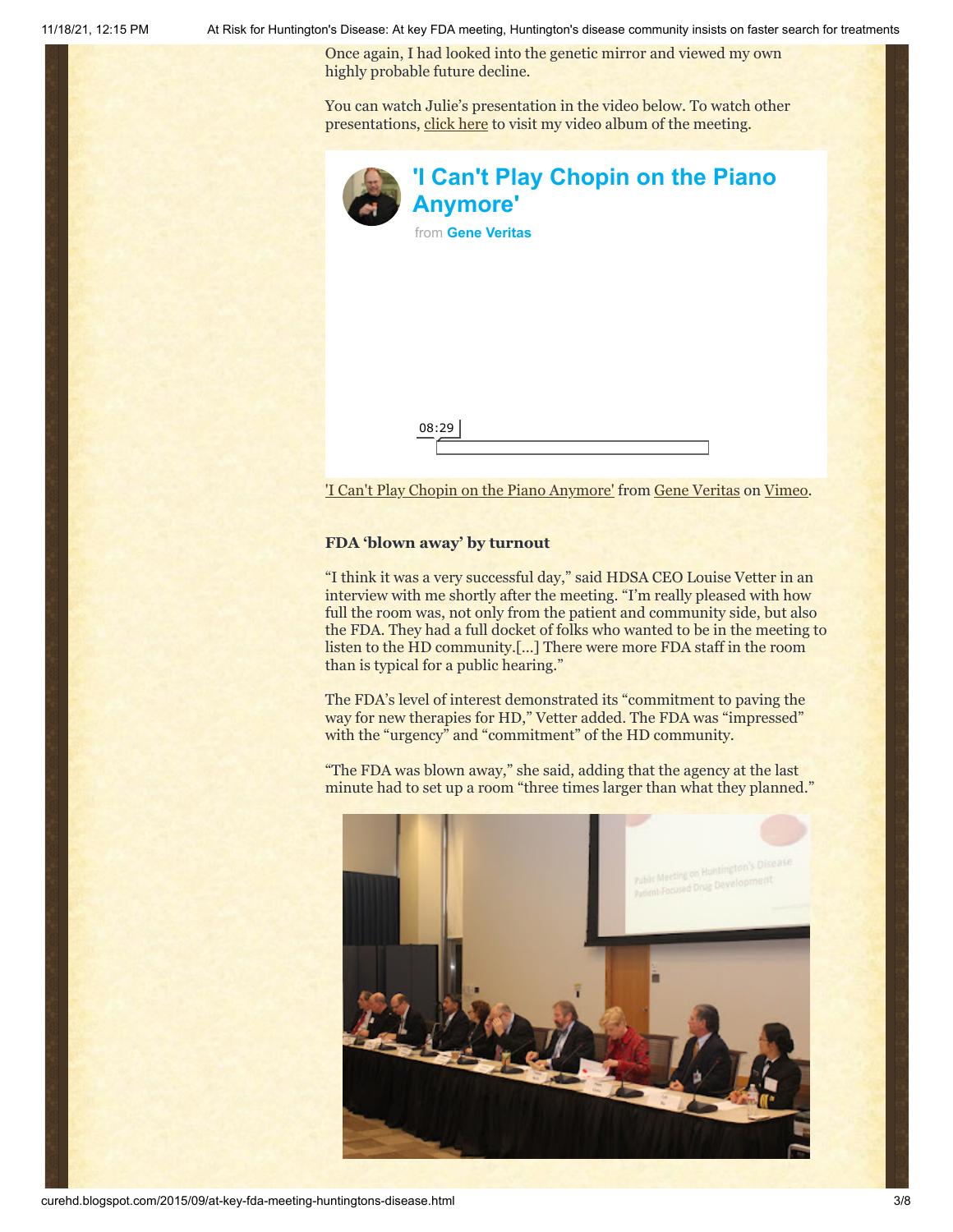Once again, I had looked into the genetic mirror and viewed my own highly probable future decline.

You can watch Julie's presentation in the video below. To watch other presentations, click here to visit my video album of the meeting.

**'I Can't Play Chopin on the Piano Anymore'**

from **Gene Veritas**

08:29

'I Can't Play Chopin on the Piano Anymore' from Gene Veritas on Vimeo.

### FDA 'blown away' by turnout

"I think it was a very successful day," said HDSA CEO Louise Vetter in an interview with me shortly after the meeting. "I'm really pleased with how full the room was, not only from the patient and community side, but also the FDA. They had a full docket of folks who wanted to be in the meeting to listen to the HD community.[…] There were more FDA staff in the room than is typical for a public hearing."

The FDA's level of interest demonstrated its "commitment to paving the way for new therapies for HD," Vetter added. The FDA was "impressed" with the "urgency" and "commitment" of the HD community.

"The FDA was blown away," she said, adding that the agency at the last minute had to set up a room "three times larger than what they planned."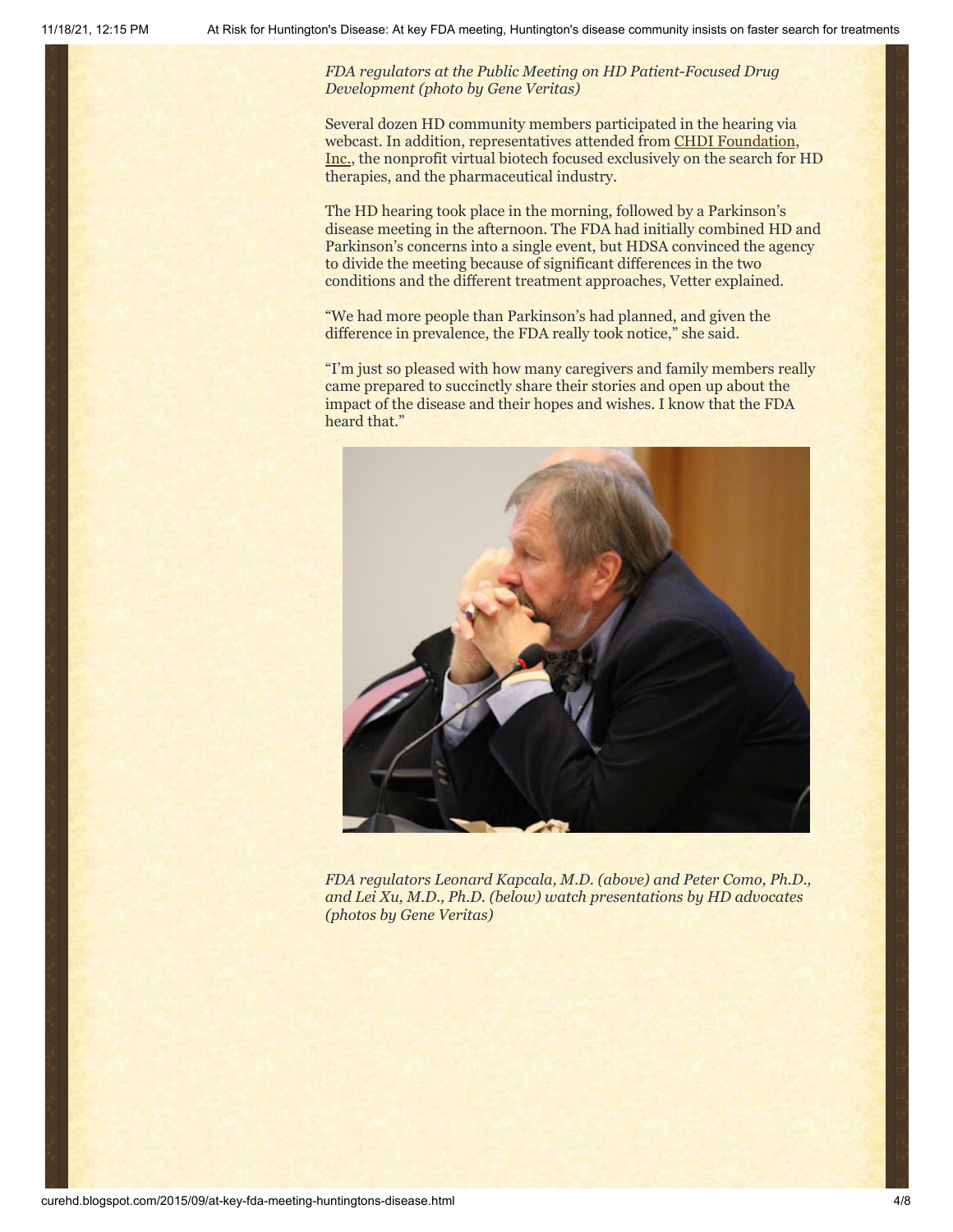*FDA regulators at the Public Meeting on HD Patient-Focused Drug Development (photo by Gene Veritas)*

Several dozen HD community members participated in the hearing via webcast. In addition, representatives attended from CHDI Foundation, Inc., the nonprofit virtual biotech focused exclusively on the search for HD therapies, and the pharmaceutical industry.

The HD hearing took place in the morning, followed by a Parkinson's disease meeting in the afternoon. The FDA had initially combined HD and Parkinson's concerns into a single event, but HDSA convinced the agency to divide the meeting because of significant differences in the two conditions and the different treatment approaches, Vetter explained.

"We had more people than Parkinson's had planned, and given the difference in prevalence, the FDA really took notice," she said.

"I'm just so pleased with how many caregivers and family members really came prepared to succinctly share their stories and open up about the impact of the disease and their hopes and wishes. I know that the FDA heard that."

*FDA regulators Leonard Kapcala, M.D. (above) and Peter Como, Ph.D., and Lei Xu, M.D., Ph.D. (below) watch presentations by HD advocates (photos by Gene Veritas)*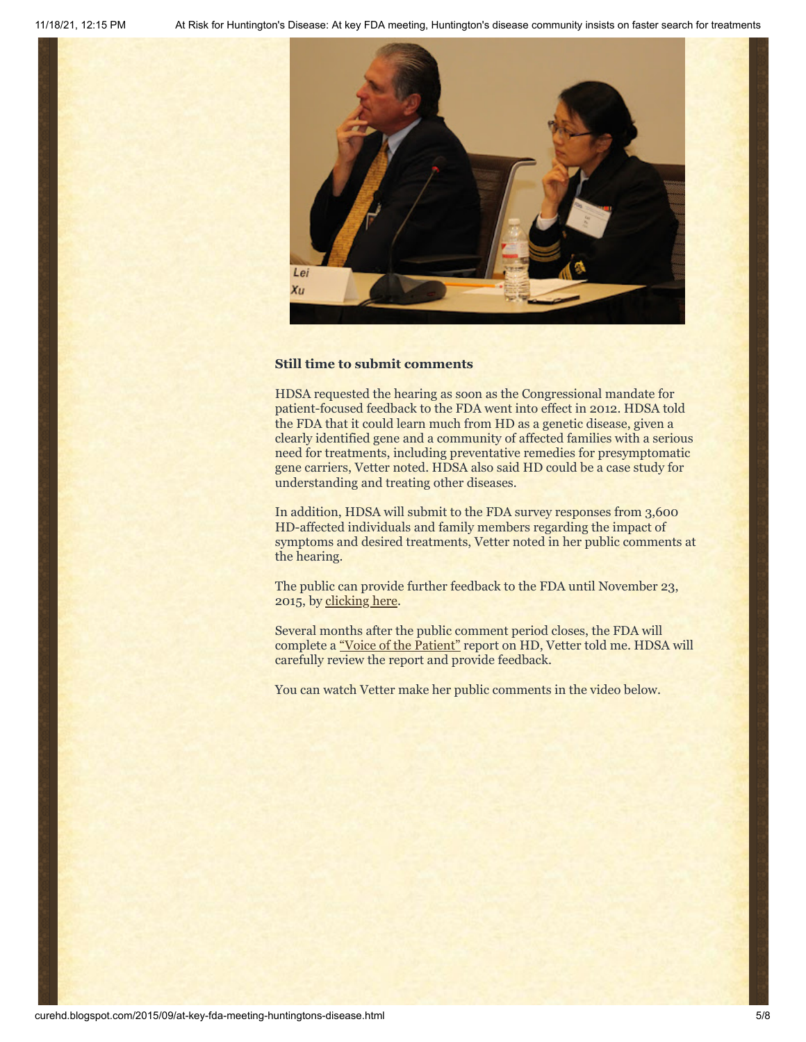### Still time to submit comments

HDSA requested the hearing as soon as the Congressional mandate for patient-focused feedback to the FDA went into effect in 2012. HDSA told the FDA that it could learn much from HD as a genetic disease, given a clearly identified gene and a community of affected families with a serious need for treatments, including preventative remedies for presymptomatic gene carriers, Vetter noted. HDSA also said HD could be a case study for understanding and treating other diseases.

In addition, HDSA will submit to the FDA survey responses from 3,600 HD-affected individuals and family members regarding the impact of symptoms and desired treatments, Vetter noted in her public comments at the hearing.

The public can provide further feedback to the FDA until November 23, 2015, by clicking here.

Several months after the public comment period closes, the FDA will complete a "Voice of the Patient" report on HD, Vetter told me. HDSA will carefully review the report and provide feedback.

You can watch Vetter make her public comments in the video below.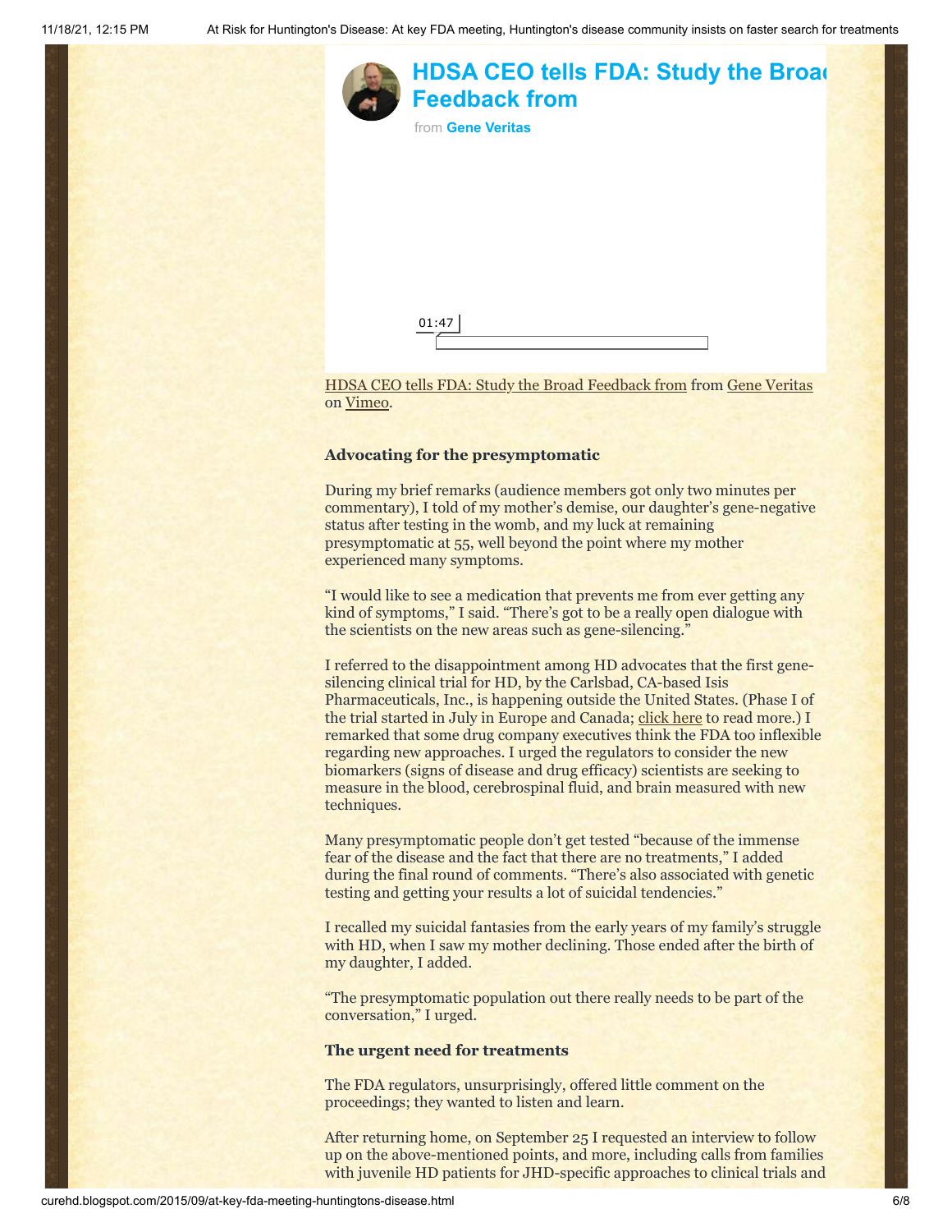**HDSA CEO tells FDA: Study the Broad Feedback from**

from **Gene Veritas**

01:47

HDSA CEO tells FDA: Study the Broad Feedback from from Gene Veritas on Vimeo.

### Advocating for the presymptomatic

During my brief remarks (audience members got only two minutes per commentary), I told of my mother's demise, our daughter's gene-negative status after testing in the womb, and my luck at remaining presymptomatic at 55, well beyond the point where my mother experienced many symptoms.

"I would like to see a medication that prevents me from ever getting any kind of symptoms," I said. "There's got to be a really open dialogue with the scientists on the new areas such as gene-silencing."

I referred to the disappointment among HD advocates that the first gene-silencing clinical trial for HD, by the Carlsbad, CA-based Isis Pharmaceuticals, Inc., is happening outside the United States. (Phase I of the trial started in July in Europe and Canada; click here to read more.) I remarked that some drug company executives think the FDA too inflexible regarding new approaches. I urged the regulators to consider the new biomarkers (signs of disease and drug efficacy) scientists are seeking to measure in the blood, cerebrospinal fluid, and brain measured with new techniques.

Many presymptomatic people don't get tested "because of the immense fear of the disease and the fact that there are no treatments," I added during the final round of comments. "There's also associated with genetic testing and getting your results a lot of suicidal tendencies."

I recalled my suicidal fantasies from the early years of my family's struggle with HD, when I saw my mother declining. Those ended after the birth of my daughter, I added.

"The presymptomatic population out there really needs to be part of the conversation," I urged.

### The urgent need for treatments

The FDA regulators, unsurprisingly, offered little comment on the proceedings; they wanted to listen and learn.

After returning home, on September 25 I requested an interview to follow up on the above-mentioned points, and more, including calls from families with juvenile HD patients for JHD-specific approaches to clinical trials and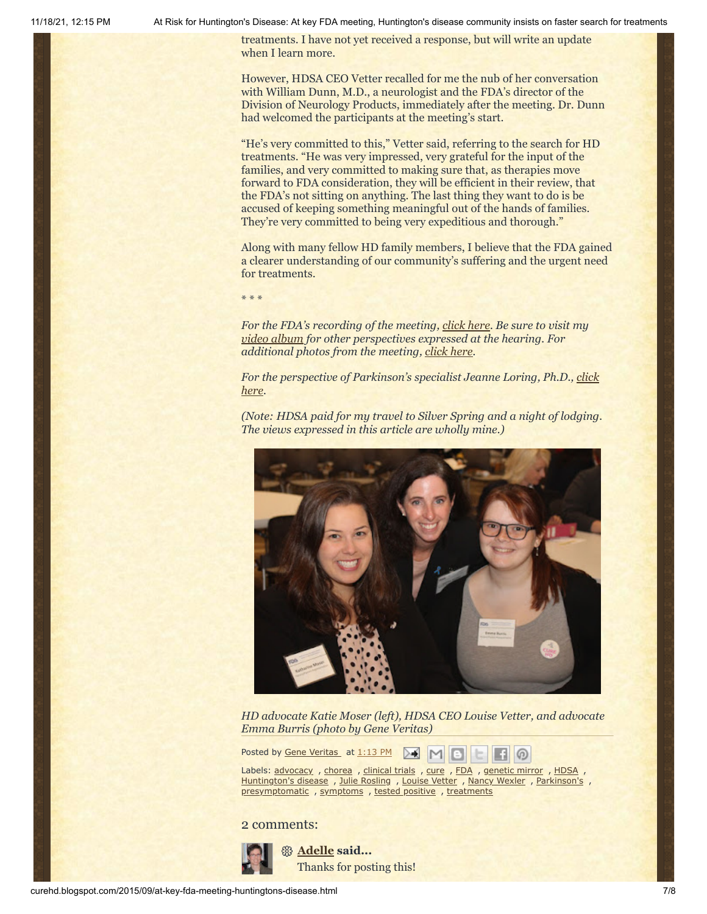treatments. I have not yet received a response, but will write an update when I learn more.

However, HDSA CEO Vetter recalled for me the nub of her conversation with William Dunn, M.D., a neurologist and the FDA's director of the Division of Neurology Products, immediately after the meeting. Dr. Dunn had welcomed the participants at the meeting's start.

"He's very committed to this," Vetter said, referring to the search for HD treatments. "He was very impressed, very grateful for the input of the families, and very committed to making sure that, as therapies move forward to FDA consideration, they will be efficient in their review, that the FDA's not sitting on anything. The last thing they want to do is be accused of keeping something meaningful out of the hands of families. They're very committed to being very expeditious and thorough."

Along with many fellow HD family members, I believe that the FDA gained a clearer understanding of our community's suffering and the urgent need for treatments.

* * *

*For the FDA's recording of the meeting, click here. Be sure to visit my video album for other perspectives expressed at the hearing. For additional photos from the meeting, click here.*

*For the perspective of Parkinson's specialist Jeanne Loring, Ph.D., click here.*

*(Note: HDSA paid for my travel to Silver Spring and a night of lodging. The views expressed in this article are wholly mine.)*

*HD advocate Katie Moser (left), HDSA CEO Louise Vetter, and advocate Emma Burris (photo by Gene Veritas)*

Posted by Gene Veritas at 1:13 PM

Labels: advocacy , chorea , clinical trials , cure , FDA , genetic mirror , HDSA , Huntington's disease , Julie Rosling , Louise Vetter , Nancy Wexler , Parkinson's , presymptomatic , symptoms , tested positive , treatments

2 comments:

**Adelle said...**

Thanks for posting this!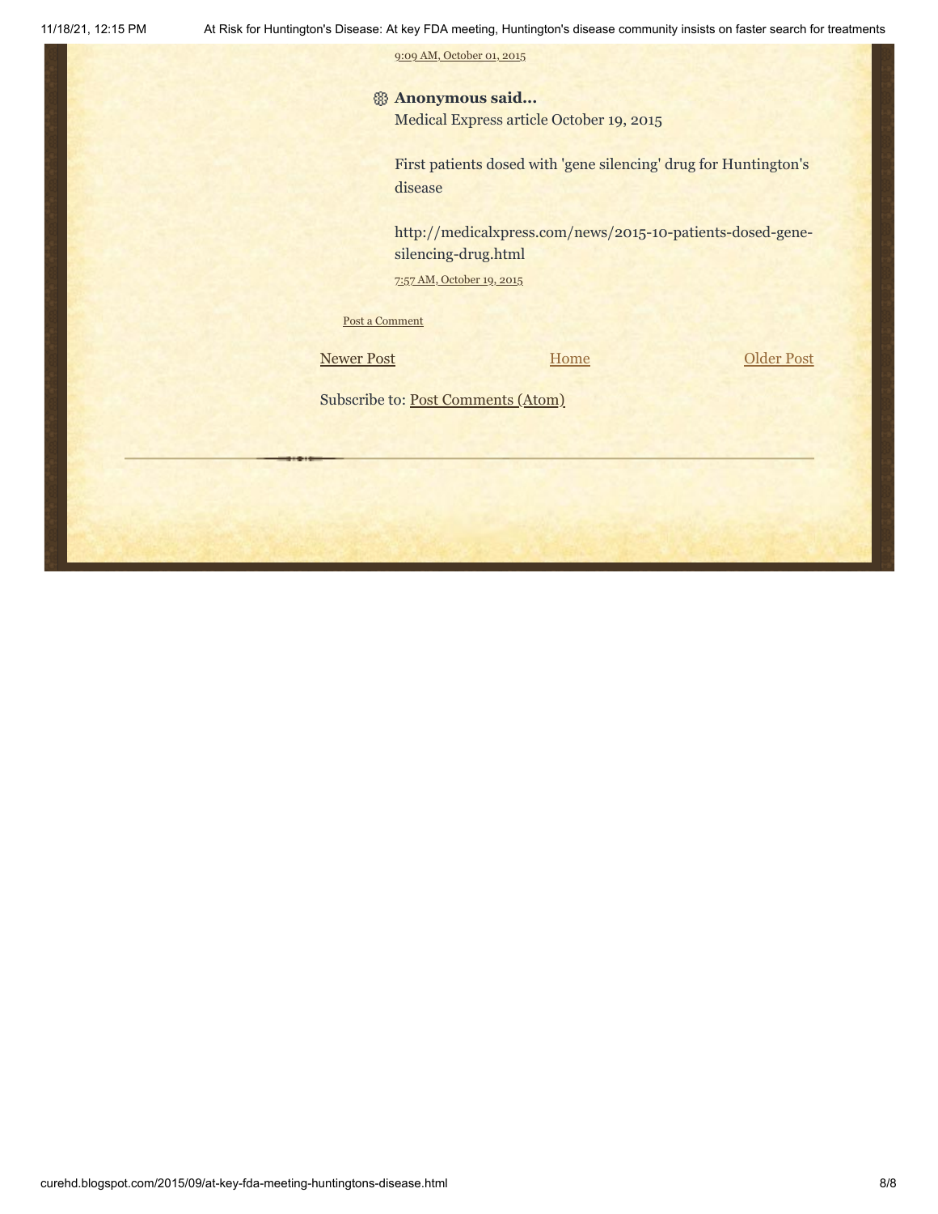9:09 AM, October 01, 2015

**Anonymous said...**

Medical Express article October 19, 2015

First patients dosed with 'gene silencing' drug for Huntington's disease

http://medicalxpress.com/news/2015-10-patients-dosed-gene-silencing-drug.html

7:57 AM, October 19, 2015

Post a Comment

Newer Post | Home | Older Post

Subscribe to: Post Comments (Atom)